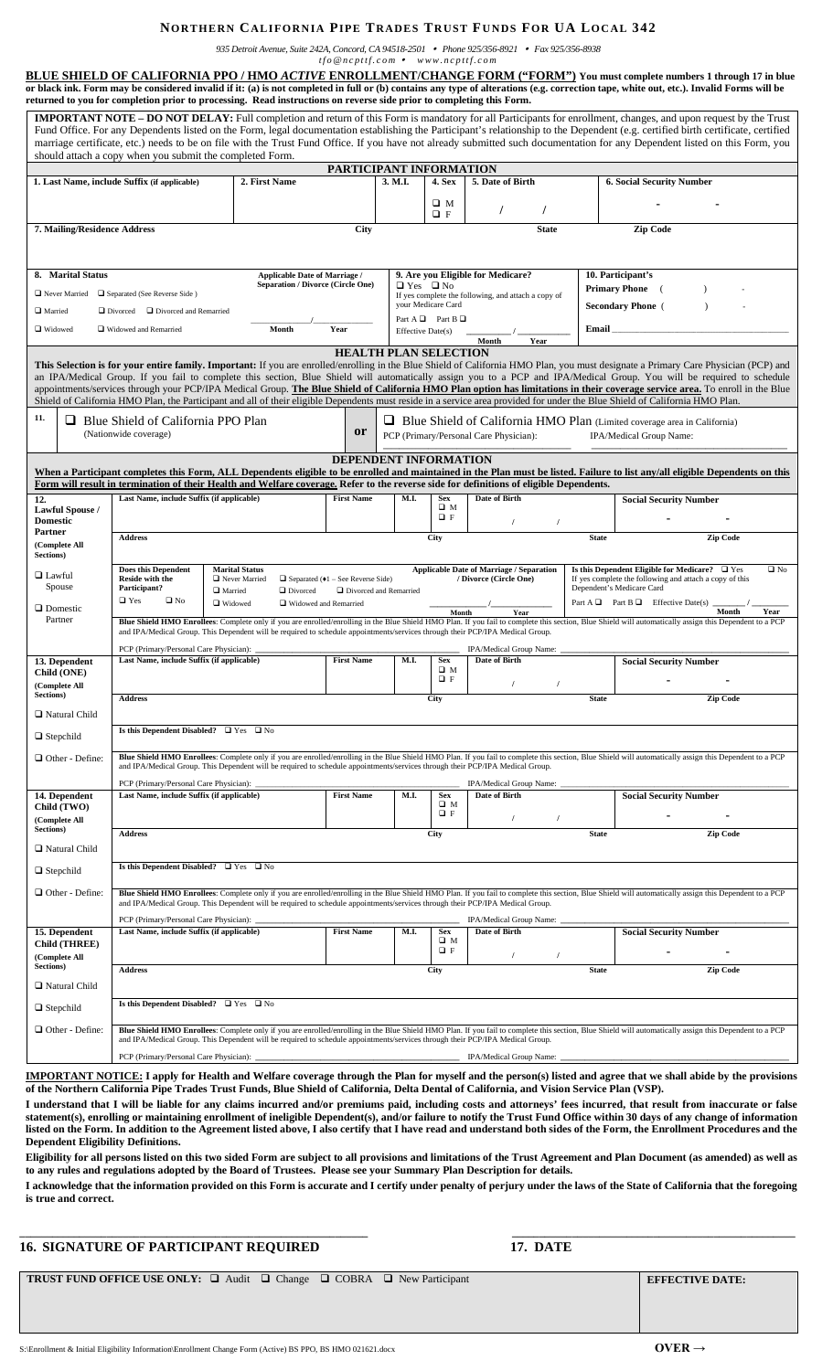# NORTHERN CALIFORNIA PIPE TRADES TRUST FUNDS FOR UA LOCAL 342

935 Detroit Avenue, Suite 242A, Concord, CA 94518-2501 • Phone 925/356-8921 • Fax 925/356-8938
tfo@ncpttf.com • www.ncpttf.com

**BLUE SHIELD OF CALIFORNIA PPO / HMO *ACTIVE* ENROLLMENT/CHANGE FORM ("FORM") You must complete numbers 1 through 17 in blue or black ink. Form may be considered invalid if it: (a) is not completed in full or (b) contains any type of alterations (e.g. correction tape, white out, etc.). Invalid Forms will be returned to you for completion prior to processing. Read instructions on reverse side prior to completing this Form.**

**IMPORTANT NOTE – DO NOT DELAY:** Full completion and return of this Form is mandatory for all Participants for enrollment, changes, and upon request by the Trust Fund Office. For any Dependents listed on the Form, legal documentation establishing the Participant's relationship to the Dependent (e.g. certified birth certificate, certified marriage certificate, etc.) needs to be on file with the Trust Fund Office. If you have not already submitted such documentation for any Dependent listed on this Form, you should attach a copy when you submit the completed Form.

## PARTICIPANT INFORMATION

| 1. Last Name, include Suffix (if applicable) | 2. First Name | 3. M.I. | 4. Sex | 5. Date of Birth | 6. Social Security Number |
|---|---|---|---|---|---|
| | | | ❑ M ❑ F | / / | - - |

| 7. Mailing/Residence Address | City | State | Zip Code |
|---|---|---|---|
| | | | |

**8. Marital Status**
❑ Never Married ❑ Separated (See Reverse Side)
❑ Married ❑ Divorced ❑ Divorced and Remarried
❑ Widowed ❑ Widowed and Remarried

Applicable Date of Marriage / Separation / Divorce (Circle One): ______/______ Month Year

**9. Are you Eligible for Medicare?** ❑ Yes ❑ No
If yes complete the following, and attach a copy of your Medicare Card
Part A ❑ Part B ❑
Effective Date(s) ______/______ Month Year

**10. Participant's**
Primary Phone ( ) -
Secondary Phone ( ) -
Email ______________________

## HEALTH PLAN SELECTION

**This Selection is for your entire family. Important:** If you are enrolled/enrolling in the Blue Shield of California HMO Plan, you must designate a Primary Care Physician (PCP) and an IPA/Medical Group. If you fail to complete this section, Blue Shield will automatically assign you to a PCP and IPA/Medical Group. You will be required to schedule appointments/services through your PCP/IPA Medical Group. **The Blue Shield of California HMO Plan option has limitations in their coverage service area.** To enroll in the Blue Shield of California HMO Plan, the Participant and all of their eligible Dependents must reside in a service area provided for under the Blue Shield of California HMO Plan.

**11.** ❑ Blue Shield of California PPO Plan (Nationwide coverage) **or** ❑ Blue Shield of California HMO Plan (Limited coverage area in California)
PCP (Primary/Personal Care Physician): ______________ IPA/Medical Group Name: ______________

## DEPENDENT INFORMATION

**When a Participant completes this Form, ALL Dependents eligible to be enrolled and maintained in the Plan must be listed. Failure to list any/all eligible Dependents on this Form will result in termination of their Health and Welfare coverage. Refer to the reverse side for definitions of eligible Dependents.**

**12. Lawful Spouse / Domestic Partner (Complete All Sections)**
❑ Lawful Spouse
❑ Domestic Partner

| Last Name, include Suffix (if applicable) | First Name | M.I. | Sex | Date of Birth | Social Security Number |
|---|---|---|---|---|---|
| | | | ❑ M ❑ F | / / | - - |

| Address | City | State | Zip Code |
|---|---|---|---|
| | | | |

Does this Dependent Reside with the Participant? ❑ Yes ❑ No
Marital Status: ❑ Never Married ❑ Separated (♦1 – See Reverse Side) ❑ Married ❑ Divorced ❑ Divorced and Remarried ❑ Widowed ❑ Widowed and Remarried
Applicable Date of Marriage / Separation / Divorce (Circle One): ______/______ Month Year
Is this Dependent Eligible for Medicare? ❑ Yes ❑ No — If yes complete the following and attach a copy of this Dependent's Medicare Card. Part A ❑ Part B ❑ Effective Date(s) ______/______ Month Year

**Blue Shield HMO Enrollees**: Complete only if you are enrolled/enrolling in the Blue Shield HMO Plan. If you fail to complete this section, Blue Shield will automatically assign this Dependent to a PCP and IPA/Medical Group. This Dependent will be required to schedule appointments/services through their PCP/IPA Medical Group.
PCP (Primary/Personal Care Physician): ______________ IPA/Medical Group Name: ______________

**13. Dependent Child (ONE) (Complete All Sections)**
❑ Natural Child ❑ Stepchild ❑ Other - Define:

| Last Name, include Suffix (if applicable) | First Name | M.I. | Sex | Date of Birth | Social Security Number |
|---|---|---|---|---|---|
| | | | ❑ M ❑ F | / / | - - |

| Address | City | State | Zip Code |
|---|---|---|---|
| | | | |

Is this Dependent Disabled? ❑ Yes ❑ No

**Blue Shield HMO Enrollees**: Complete only if you are enrolled/enrolling in the Blue Shield HMO Plan. If you fail to complete this section, Blue Shield will automatically assign this Dependent to a PCP and IPA/Medical Group. This Dependent will be required to schedule appointments/services through their PCP/IPA Medical Group.
PCP (Primary/Personal Care Physician): ______________ IPA/Medical Group Name: ______________

**14. Dependent Child (TWO) (Complete All Sections)**
❑ Natural Child ❑ Stepchild ❑ Other - Define:

| Last Name, include Suffix (if applicable) | First Name | M.I. | Sex | Date of Birth | Social Security Number |
|---|---|---|---|---|---|
| | | | ❑ M ❑ F | / / | - - |

| Address | City | State | Zip Code |
|---|---|---|---|
| | | | |

Is this Dependent Disabled? ❑ Yes ❑ No

**Blue Shield HMO Enrollees**: Complete only if you are enrolled/enrolling in the Blue Shield HMO Plan. If you fail to complete this section, Blue Shield will automatically assign this Dependent to a PCP and IPA/Medical Group. This Dependent will be required to schedule appointments/services through their PCP/IPA Medical Group.
PCP (Primary/Personal Care Physician): ______________ IPA/Medical Group Name: ______________

**15. Dependent Child (THREE) (Complete All Sections)**
❑ Natural Child ❑ Stepchild ❑ Other - Define:

| Last Name, include Suffix (if applicable) | First Name | M.I. | Sex | Date of Birth | Social Security Number |
|---|---|---|---|---|---|
| | | | ❑ M ❑ F | / / | - - |

| Address | City | State | Zip Code |
|---|---|---|---|
| | | | |

Is this Dependent Disabled? ❑ Yes ❑ No

**Blue Shield HMO Enrollees**: Complete only if you are enrolled/enrolling in the Blue Shield HMO Plan. If you fail to complete this section, Blue Shield will automatically assign this Dependent to a PCP and IPA/Medical Group. This Dependent will be required to schedule appointments/services through their PCP/IPA Medical Group.
PCP (Primary/Personal Care Physician): ______________ IPA/Medical Group Name: ______________

**IMPORTANT NOTICE: I apply for Health and Welfare coverage through the Plan for myself and the person(s) listed and agree that we shall abide by the provisions of the Northern California Pipe Trades Trust Funds, Blue Shield of California, Delta Dental of California, and Vision Service Plan (VSP).**

**I understand that I will be liable for any claims incurred and/or premiums paid, including costs and attorneys' fees incurred, that result from inaccurate or false statement(s), enrolling or maintaining enrollment of ineligible Dependent(s), and/or failure to notify the Trust Fund Office within 30 days of any change of information listed on the Form. In addition to the Agreement listed above, I also certify that I have read and understand both sides of the Form, the Enrollment Procedures and the Dependent Eligibility Definitions.**

**Eligibility for all persons listed on this two sided Form are subject to all provisions and limitations of the Trust Agreement and Plan Document (as amended) as well as to any rules and regulations adopted by the Board of Trustees. Please see your Summary Plan Description for details.**

**I acknowledge that the information provided on this Form is accurate and I certify under penalty of perjury under the laws of the State of California that the foregoing is true and correct.**

______________________________________ ______________________
**16. SIGNATURE OF PARTICIPANT REQUIRED** **17. DATE**

| **TRUST FUND OFFICE USE ONLY:** ❑ Audit ❑ Change ❑ COBRA ❑ New Participant | **EFFECTIVE DATE:** |
|---|---|
| | |

S:\Enrollment & Initial Eligibility Information\Enrollment Change Form (Active) BS PPO, BS HMO 021621.docx **OVER →**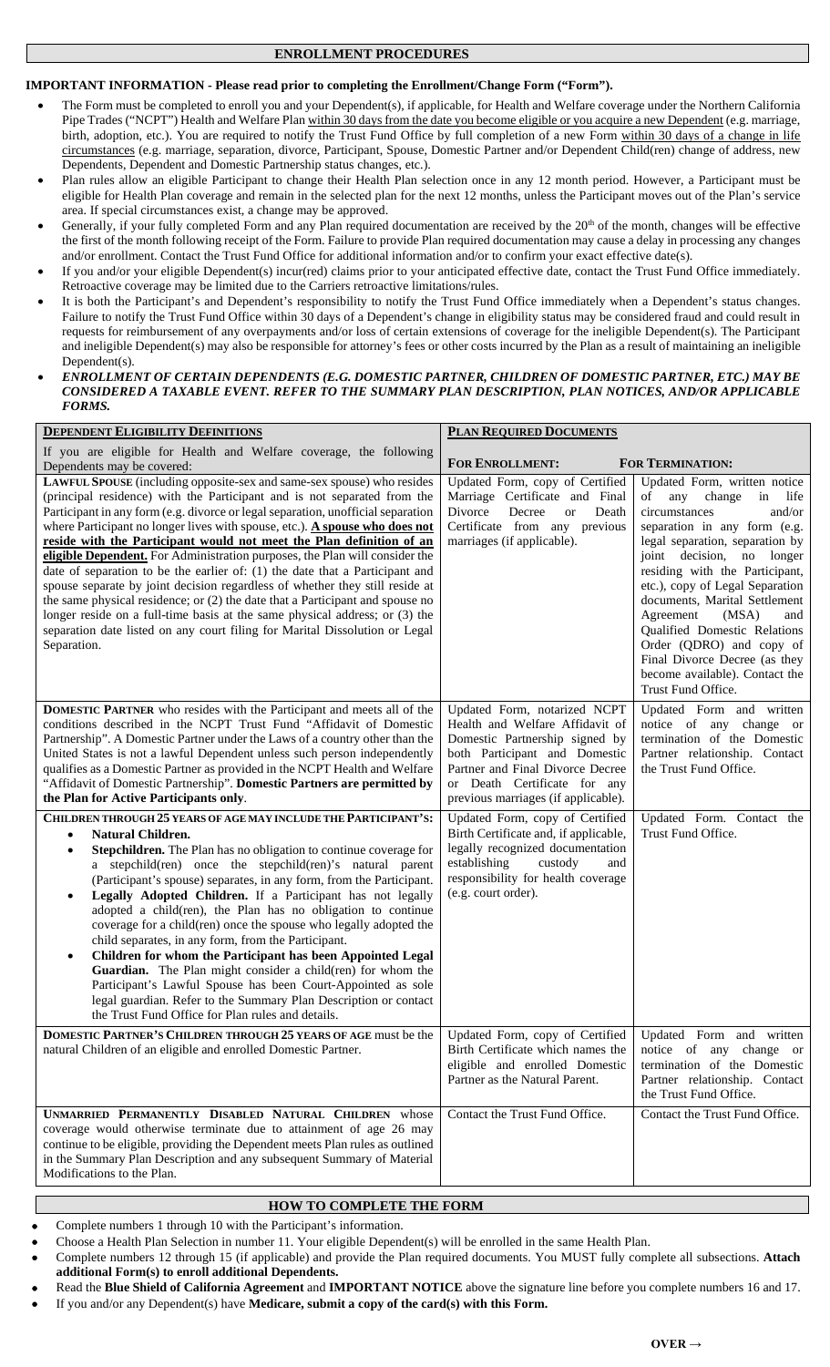## ENROLLMENT PROCEDURES

**IMPORTANT INFORMATION - Please read prior to completing the Enrollment/Change Form ("Form").**

- The Form must be completed to enroll you and your Dependent(s), if applicable, for Health and Welfare coverage under the Northern California Pipe Trades ("NCPT") Health and Welfare Plan within 30 days from the date you become eligible or you acquire a new Dependent (e.g. marriage, birth, adoption, etc.). You are required to notify the Trust Fund Office by full completion of a new Form within 30 days of a change in life circumstances (e.g. marriage, separation, divorce, Participant, Spouse, Domestic Partner and/or Dependent Child(ren) change of address, new Dependents, Dependent and Domestic Partnership status changes, etc.).
- Plan rules allow an eligible Participant to change their Health Plan selection once in any 12 month period. However, a Participant must be eligible for Health Plan coverage and remain in the selected plan for the next 12 months, unless the Participant moves out of the Plan's service area. If special circumstances exist, a change may be approved.
- Generally, if your fully completed Form and any Plan required documentation are received by the 20th of the month, changes will be effective the first of the month following receipt of the Form. Failure to provide Plan required documentation may cause a delay in processing any changes and/or enrollment. Contact the Trust Fund Office for additional information and/or to confirm your exact effective date(s).
- If you and/or your eligible Dependent(s) incur(red) claims prior to your anticipated effective date, contact the Trust Fund Office immediately. Retroactive coverage may be limited due to the Carriers retroactive limitations/rules.
- It is both the Participant's and Dependent's responsibility to notify the Trust Fund Office immediately when a Dependent's status changes. Failure to notify the Trust Fund Office within 30 days of a Dependent's change in eligibility status may be considered fraud and could result in requests for reimbursement of any overpayments and/or loss of certain extensions of coverage for the ineligible Dependent(s). The Participant and ineligible Dependent(s) may also be responsible for attorney's fees or other costs incurred by the Plan as a result of maintaining an ineligible Dependent(s).
- ***ENROLLMENT OF CERTAIN DEPENDENTS (E.G. DOMESTIC PARTNER, CHILDREN OF DOMESTIC PARTNER, ETC.) MAY BE CONSIDERED A TAXABLE EVENT. REFER TO THE SUMMARY PLAN DESCRIPTION, PLAN NOTICES, AND/OR APPLICABLE FORMS.***

| **DEPENDENT ELIGIBILITY DEFINITIONS** | **PLAN REQUIRED DOCUMENTS** | |
|---|---|---|
| If you are eligible for Health and Welfare coverage, the following Dependents may be covered: | **FOR ENROLLMENT:** | **FOR TERMINATION:** |
| **LAWFUL SPOUSE** (including opposite-sex and same-sex spouse) who resides (principal residence) with the Participant and is not separated from the Participant in any form (e.g. divorce or legal separation, unofficial separation where Participant no longer lives with spouse, etc.). **A spouse who does not reside with the Participant would not meet the Plan definition of an eligible Dependent.** For Administration purposes, the Plan will consider the date of separation to be the earlier of: (1) the date that a Participant and spouse separate by joint decision regardless of whether they still reside at the same physical residence; or (2) the date that a Participant and spouse no longer reside on a full-time basis at the same physical address; or (3) the separation date listed on any court filing for Marital Dissolution or Legal Separation. | Updated Form, copy of Certified Marriage Certificate and Final Divorce Decree or Death Certificate from any previous marriages (if applicable). | Updated Form, written notice of any change in life circumstances and/or separation in any form (e.g. legal separation, separation by joint decision, no longer residing with the Participant, etc.), copy of Legal Separation documents, Marital Settlement Agreement (MSA) and Qualified Domestic Relations Order (QDRO) and copy of Final Divorce Decree (as they become available). Contact the Trust Fund Office. |
| **DOMESTIC PARTNER** who resides with the Participant and meets all of the conditions described in the NCPT Trust Fund "Affidavit of Domestic Partnership". A Domestic Partner under the Laws of a country other than the United States is not a lawful Dependent unless such person independently qualifies as a Domestic Partner as provided in the NCPT Health and Welfare "Affidavit of Domestic Partnership". **Domestic Partners are permitted by the Plan for Active Participants only**. | Updated Form, notarized NCPT Health and Welfare Affidavit of Domestic Partnership signed by both Participant and Domestic Partner and Final Divorce Decree or Death Certificate for any previous marriages (if applicable). | Updated Form and written notice of any change or termination of the Domestic Partner relationship. Contact the Trust Fund Office. |
| **CHILDREN THROUGH 25 YEARS OF AGE MAY INCLUDE THE PARTICIPANT'S:** <br>• **Natural Children.** <br>• **Stepchildren.** The Plan has no obligation to continue coverage for a stepchild(ren) once the stepchild(ren)'s natural parent (Participant's spouse) separates, in any form, from the Participant. <br>• **Legally Adopted Children.** If a Participant has not legally adopted a child(ren), the Plan has no obligation to continue coverage for a child(ren) once the spouse who legally adopted the child separates, in any form, from the Participant. <br>• **Children for whom the Participant has been Appointed Legal Guardian.** The Plan might consider a child(ren) for whom the Participant's Lawful Spouse has been Court-Appointed as sole legal guardian. Refer to the Summary Plan Description or contact the Trust Fund Office for Plan rules and details. | Updated Form, copy of Certified Birth Certificate and, if applicable, legally recognized documentation establishing custody and responsibility for health coverage (e.g. court order). | Updated Form. Contact the Trust Fund Office. |
| **DOMESTIC PARTNER'S CHILDREN THROUGH 25 YEARS OF AGE** must be the natural Children of an eligible and enrolled Domestic Partner. | Updated Form, copy of Certified Birth Certificate which names the eligible and enrolled Domestic Partner as the Natural Parent. | Updated Form and written notice of any change or termination of the Domestic Partner relationship. Contact the Trust Fund Office. |
| **UNMARRIED PERMANENTLY DISABLED NATURAL CHILDREN** whose coverage would otherwise terminate due to attainment of age 26 may continue to be eligible, providing the Dependent meets Plan rules as outlined in the Summary Plan Description and any subsequent Summary of Material Modifications to the Plan. | Contact the Trust Fund Office. | Contact the Trust Fund Office. |

## HOW TO COMPLETE THE FORM

- Complete numbers 1 through 10 with the Participant's information.
- Choose a Health Plan Selection in number 11. Your eligible Dependent(s) will be enrolled in the same Health Plan.
- Complete numbers 12 through 15 (if applicable) and provide the Plan required documents. You MUST fully complete all subsections. **Attach additional Form(s) to enroll additional Dependents.**
- Read the **Blue Shield of California Agreement** and **IMPORTANT NOTICE** above the signature line before you complete numbers 16 and 17.
- If you and/or any Dependent(s) have **Medicare, submit a copy of the card(s) with this Form.**

**OVER →**